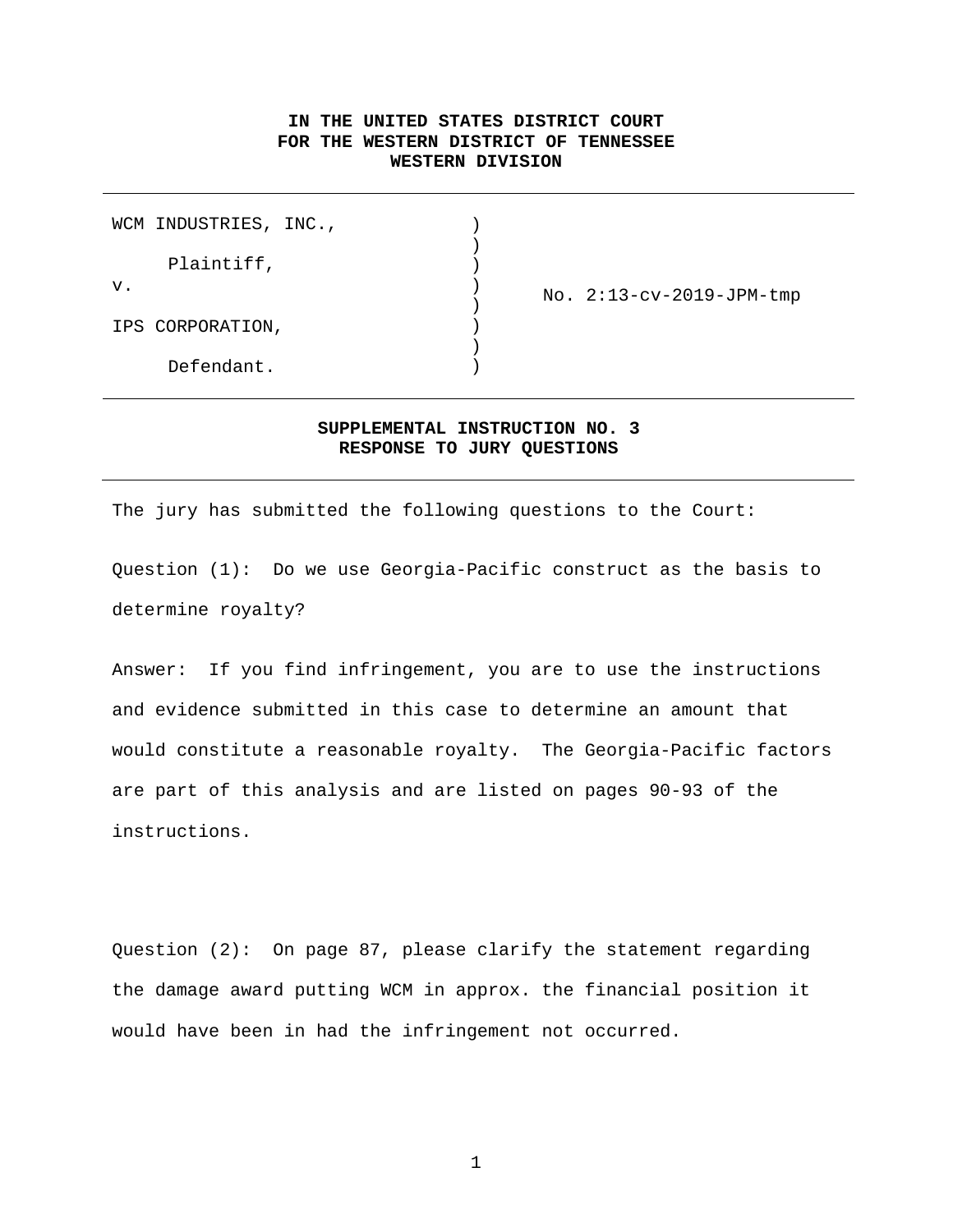**IN THE UNITED STATES DISTRICT COURT**
**FOR THE WESTERN DISTRICT OF TENNESSEE**
**WESTERN DIVISION**

---

| | | |
|---|---|---|
| WCM INDUSTRIES, INC., | ) | |
| | ) | |
| Plaintiff, | ) | |
| v. | ) | No. 2:13-cv-2019-JPM-tmp |
| | ) | |
| IPS CORPORATION, | ) | |
| | ) | |
| Defendant. | ) | |

---

**SUPPLEMENTAL INSTRUCTION NO. 3**
**RESPONSE TO JURY QUESTIONS**

---

The jury has submitted the following questions to the Court:

Question (1): Do we use Georgia-Pacific construct as the basis to determine royalty?

Answer: If you find infringement, you are to use the instructions and evidence submitted in this case to determine an amount that would constitute a reasonable royalty. The Georgia-Pacific factors are part of this analysis and are listed on pages 90-93 of the instructions.

Question (2): On page 87, please clarify the statement regarding the damage award putting WCM in approx. the financial position it would have been in had the infringement not occurred.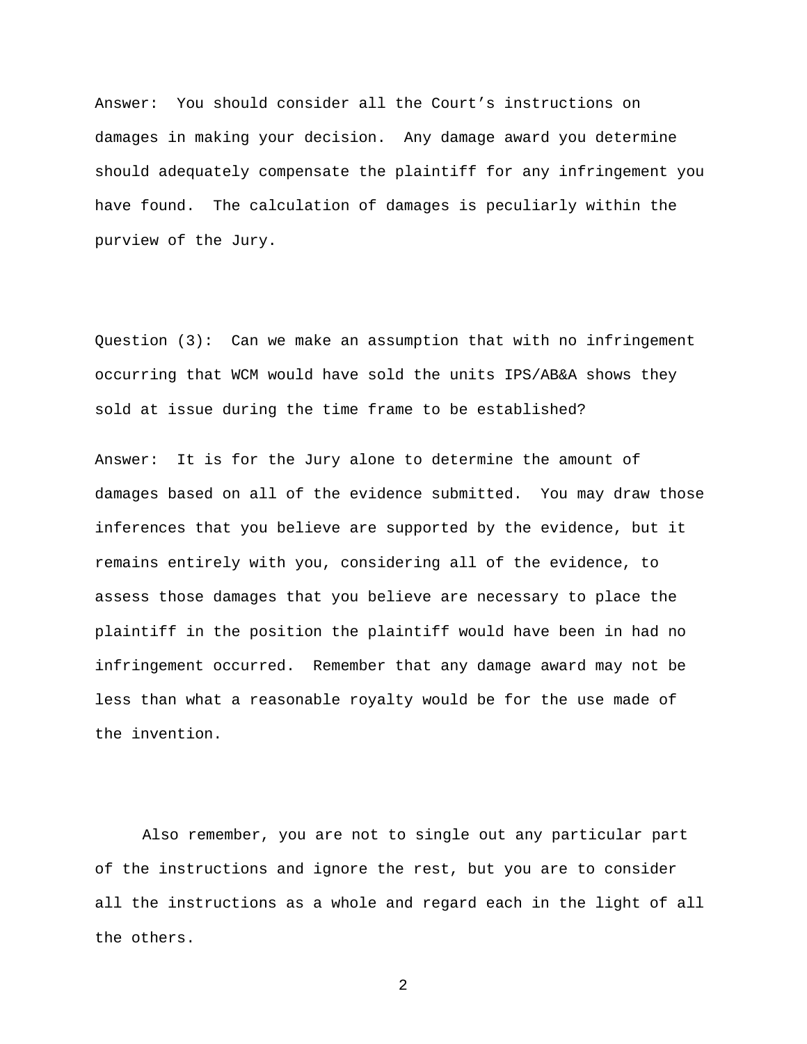Answer: You should consider all the Court's instructions on damages in making your decision. Any damage award you determine should adequately compensate the plaintiff for any infringement you have found. The calculation of damages is peculiarly within the purview of the Jury.

Question (3): Can we make an assumption that with no infringement occurring that WCM would have sold the units IPS/AB&A shows they sold at issue during the time frame to be established?

Answer: It is for the Jury alone to determine the amount of damages based on all of the evidence submitted. You may draw those inferences that you believe are supported by the evidence, but it remains entirely with you, considering all of the evidence, to assess those damages that you believe are necessary to place the plaintiff in the position the plaintiff would have been in had no infringement occurred. Remember that any damage award may not be less than what a reasonable royalty would be for the use made of the invention.

Also remember, you are not to single out any particular part of the instructions and ignore the rest, but you are to consider all the instructions as a whole and regard each in the light of all the others.